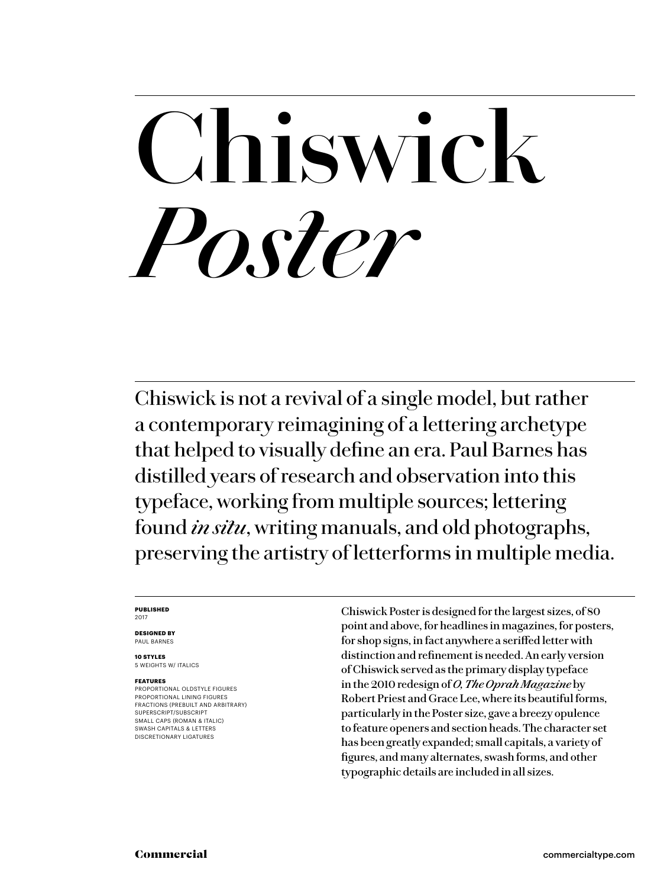# Chiswick *Poster*

Chiswick is not a revival of a single model, but rather a contemporary reimagining of a lettering archetype that helped to visually define an era. Paul Barnes has distilled years of research and observation into this typeface, working from multiple sources; lettering found *in situ*, writing manuals, and old photographs, preserving the artistry of letterforms in multiple media.

**PUBLISHED**
2017

**DESIGNED BY**
PAUL BARNES

**10 STYLES**
5 WEIGHTS W/ ITALICS

**FEATURES**
PROPORTIONAL OLDSTYLE FIGURES
PROPORTIONAL LINING FIGURES
FRACTIONS (PREBUILT AND ARBITRARY)
SUPERSCRIPT/SUBSCRIPT
SMALL CAPS (ROMAN & ITALIC)
SWASH CAPITALS & LETTERS
DISCRETIONARY LIGATURES

Chiswick Poster is designed for the largest sizes, of 80 point and above, for headlines in magazines, for posters, for shop signs, in fact anywhere a seriffed letter with distinction and refinement is needed. An early version of Chiswick served as the primary display typeface in the 2010 redesign of *O, The Oprah Magazine* by Robert Priest and Grace Lee, where its beautiful forms, particularly in the Poster size, gave a breezy opulence to feature openers and section heads. The character set has been greatly expanded; small capitals, a variety of figures, and many alternates, swash forms, and other typographic details are included in all sizes.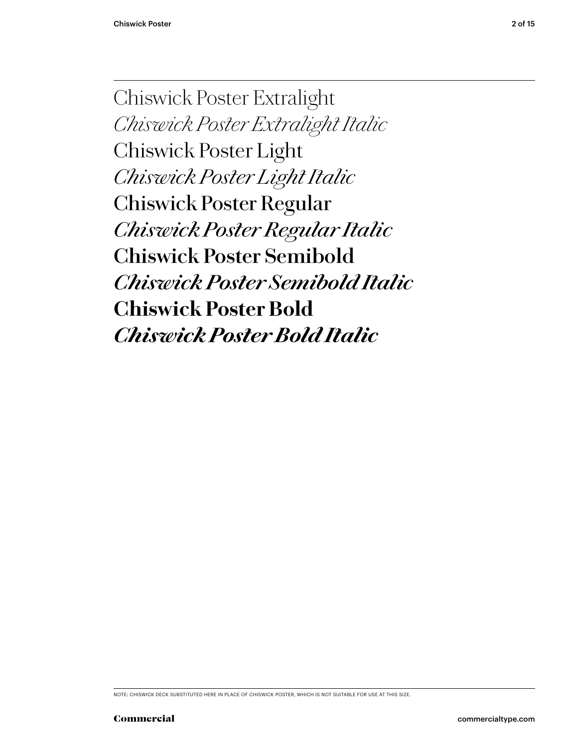Chiswick Poster Extralight

*Chiswick Poster Extralight Italic*

Chiswick Poster Light

*Chiswick Poster Light Italic*

Chiswick Poster Regular

*Chiswick Poster Regular Italic*

**Chiswick Poster Semibold**

***Chiswick Poster Semibold Italic***

**Chiswick Poster Bold**

***Chiswick Poster Bold Italic***

NOTE: CHISWICK DECK SUBSTITUTED HERE IN PLACE OF CHISWICK POSTER, WHICH IS NOT SUITABLE FOR USE AT THIS SIZE.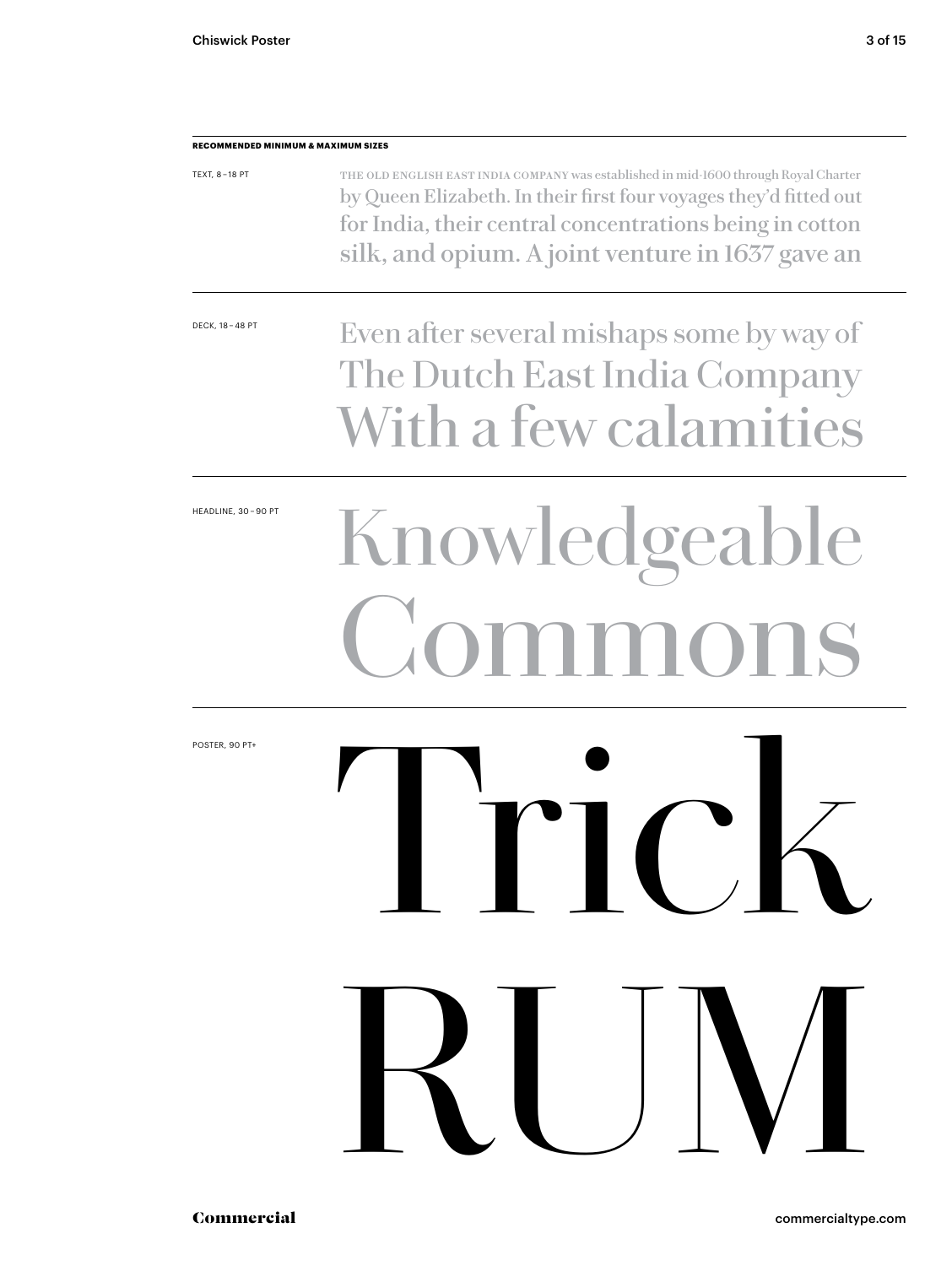**RECOMMENDED MINIMUM & MAXIMUM SIZES**

TEXT, 8–18 PT

THE OLD ENGLISH EAST INDIA COMPANY was established in mid-1600 through Royal Charter by Queen Elizabeth. In their first four voyages they'd fitted out for India, their central concentrations being in cotton silk, and opium. A joint venture in 1637 gave an

DECK, 18–48 PT

Even after several mishaps some by way of
The Dutch East India Company
With a few calamities

HEADLINE, 30–90 PT

Knowledgeable
Commons

POSTER, 90 PT+

Trick
RUM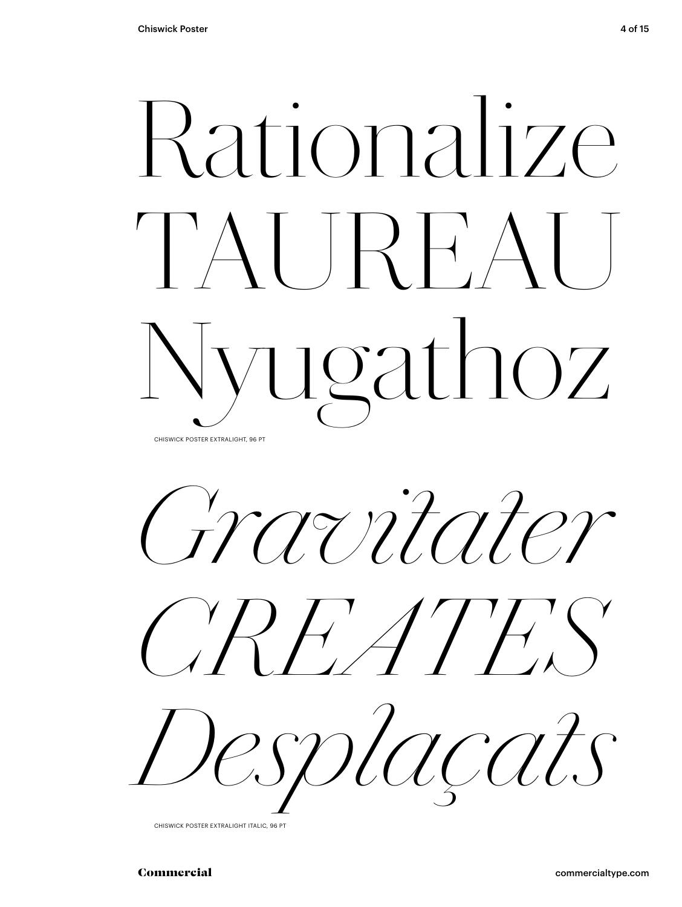Rationalize
TAUREAU
Nyugathoz

CHISWICK POSTER EXTRALIGHT, 96 PT

*Gravitater*
*CREATES*
*Desplaçats*

CHISWICK POSTER EXTRALIGHT ITALIC, 96 PT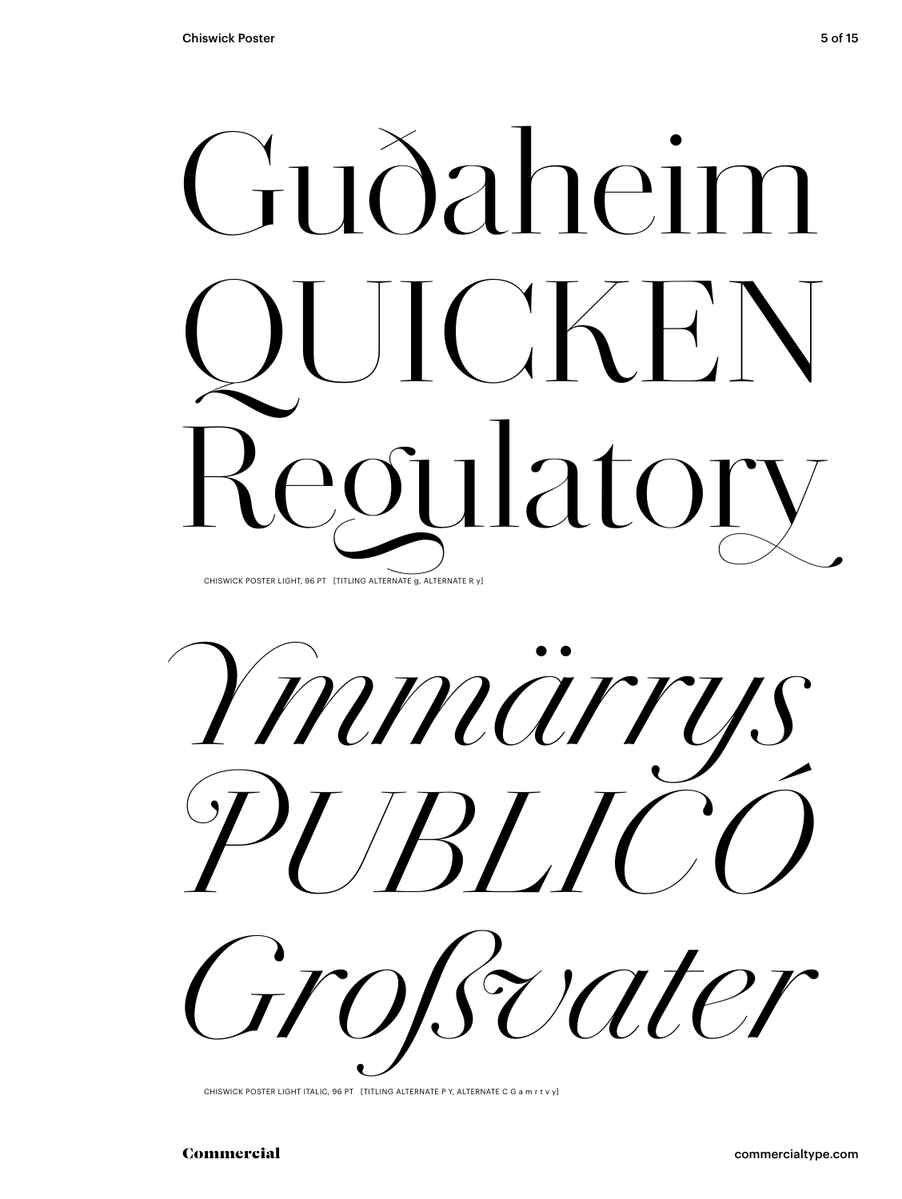Guðaheim
QUICKEN
Regulatory

CHISWICK POSTER LIGHT, 96 PT [TITLING ALTERNATE g, ALTERNATE R y]

*Ymmärrys*
*PUBLICÓ*
*Großvater*

CHISWICK POSTER LIGHT ITALIC, 96 PT [TITLING ALTERNATE P Y, ALTERNATE C G a m r t v y]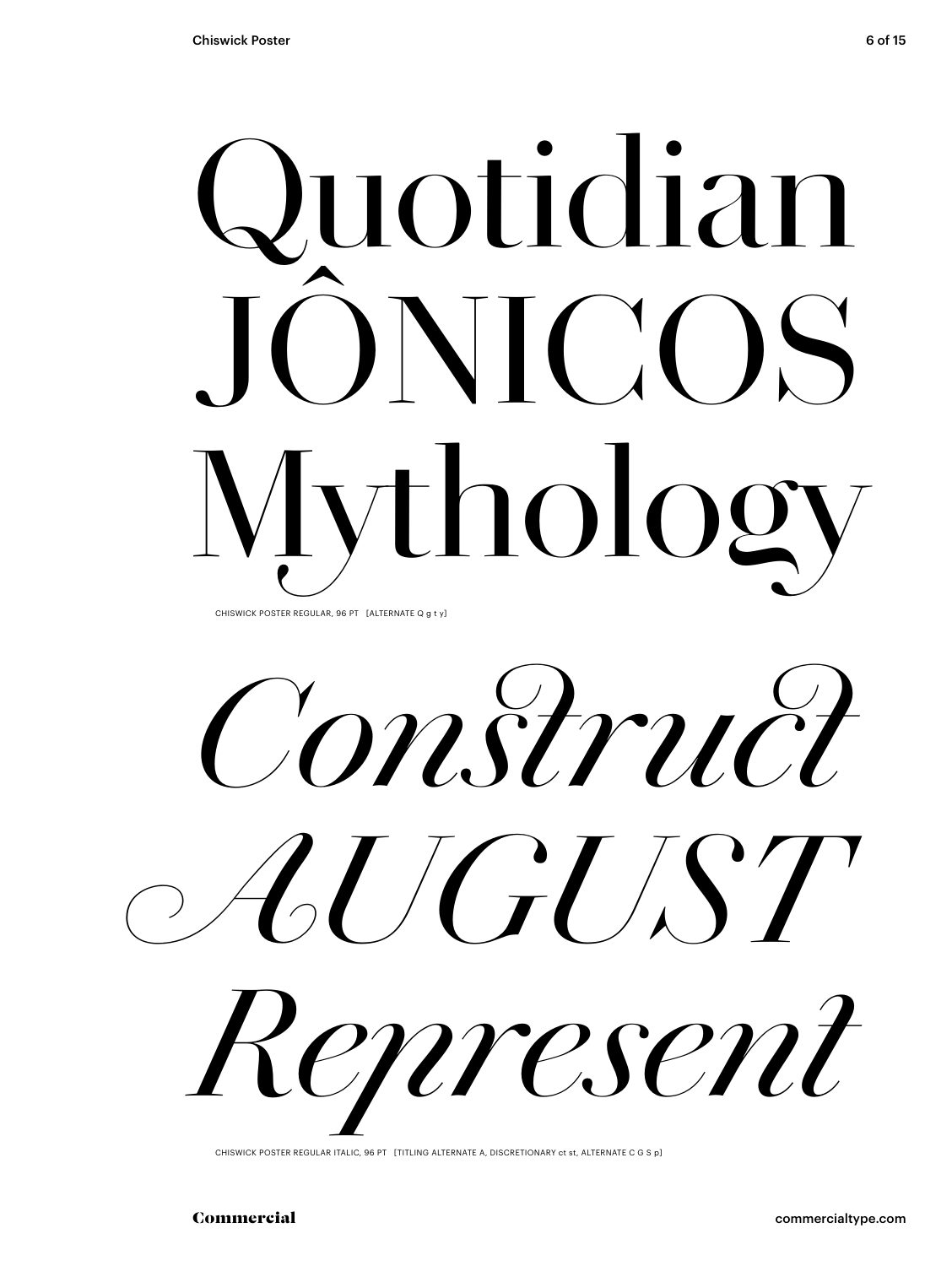Quotidian
JÔNICOS
Mythology

CHISWICK POSTER REGULAR, 96 PT [ALTERNATE Q g t y]

*Construct*
*AUGUST*
*Represent*

CHISWICK POSTER REGULAR ITALIC, 96 PT [TITLING ALTERNATE A, DISCRETIONARY ct st, ALTERNATE C G S p]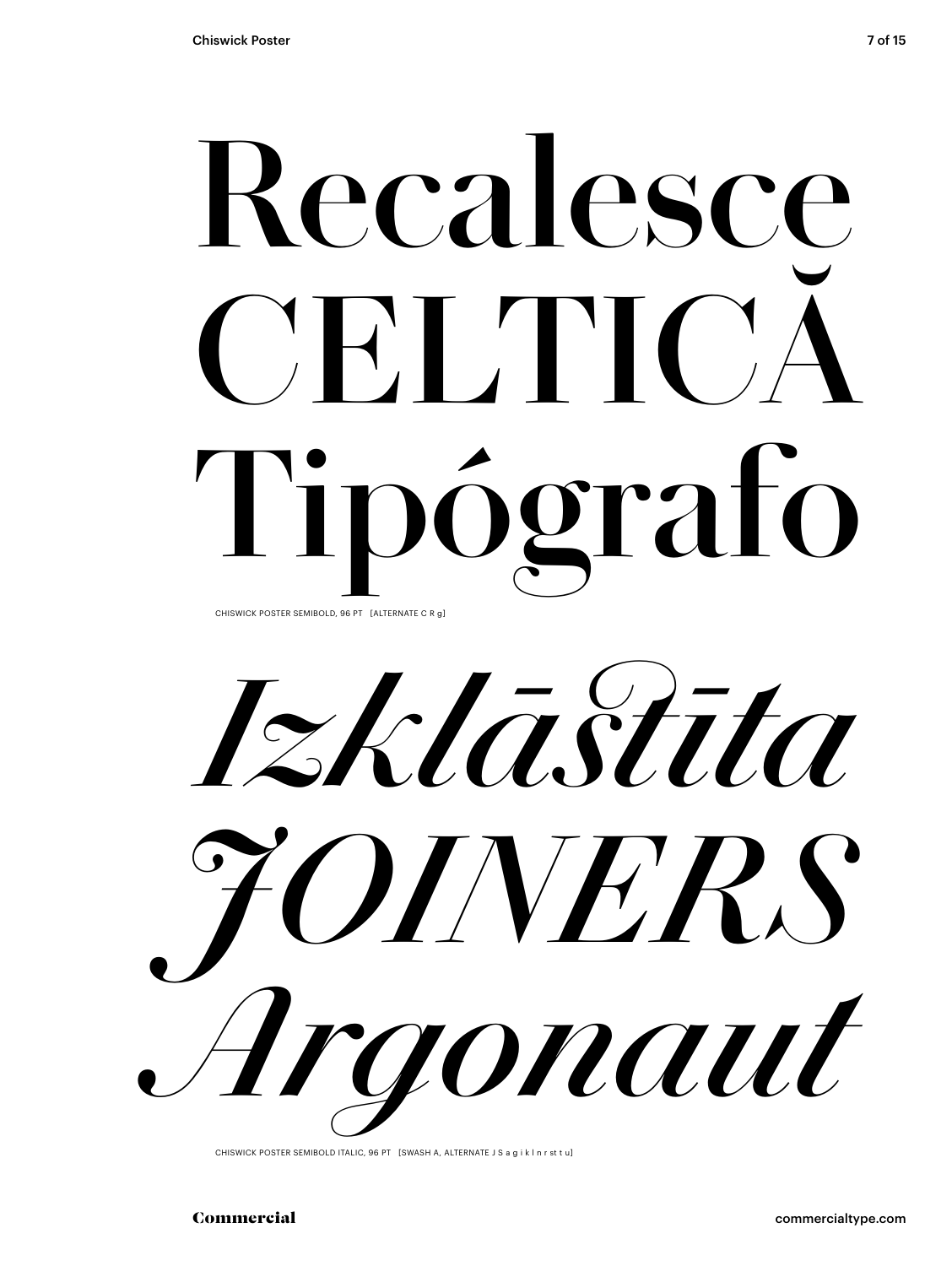Recalesce
CELTICĂ
Tipógrafo

CHISWICK POSTER SEMIBOLD, 96 PT [ALTERNATE C R g]

*Izklāstīta*
*JOINERS*
*Argonaut*

CHISWICK POSTER SEMIBOLD ITALIC, 96 PT [SWASH A, ALTERNATE J S a g i k l n r st t u]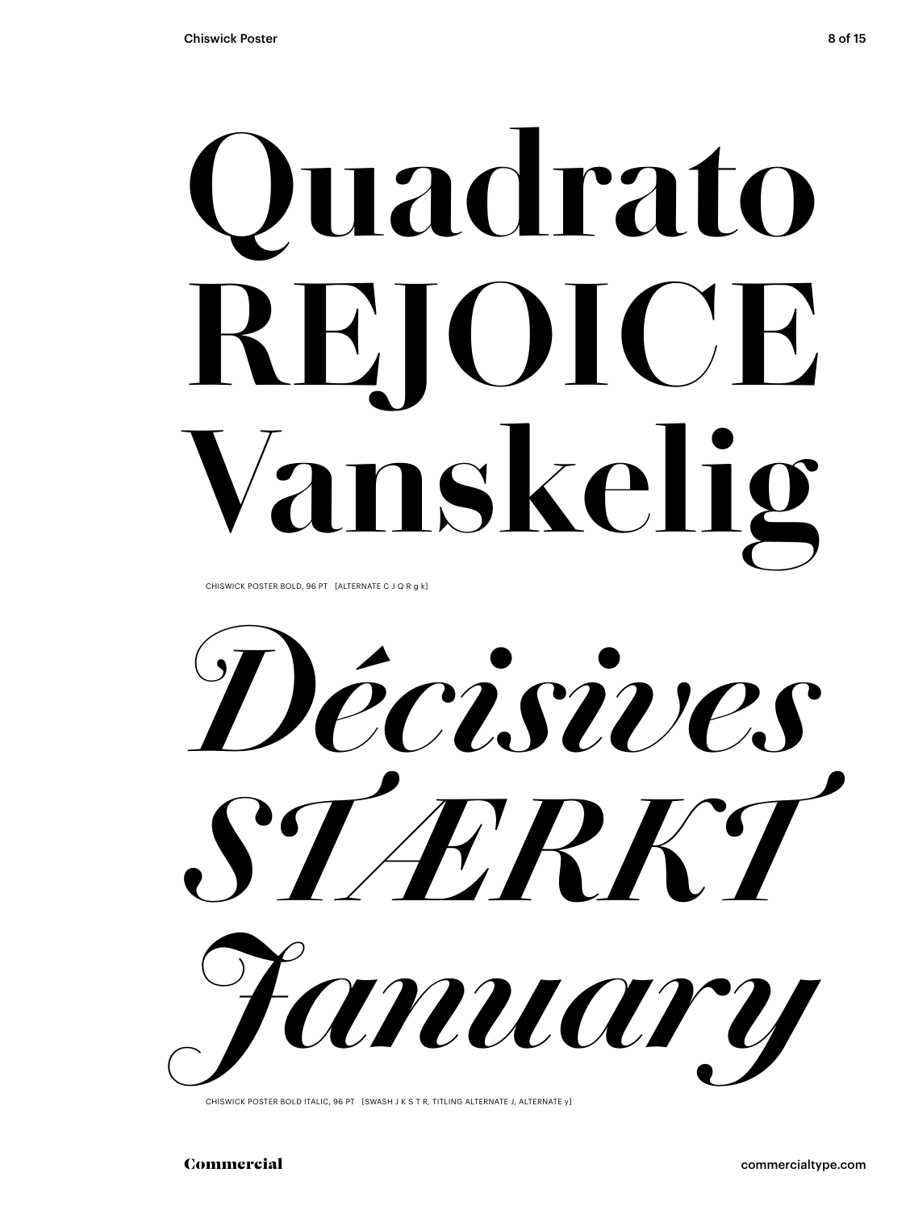Quadrato
REJOICE
Vanskelig

CHISWICK POSTER BOLD, 96 PT [ALTERNATE C J Q R g k]

*Décisives*
*STÆRKT*
*January*

CHISWICK POSTER BOLD ITALIC, 96 PT [SWASH J K S T R, TITLING ALTERNATE J, ALTERNATE y]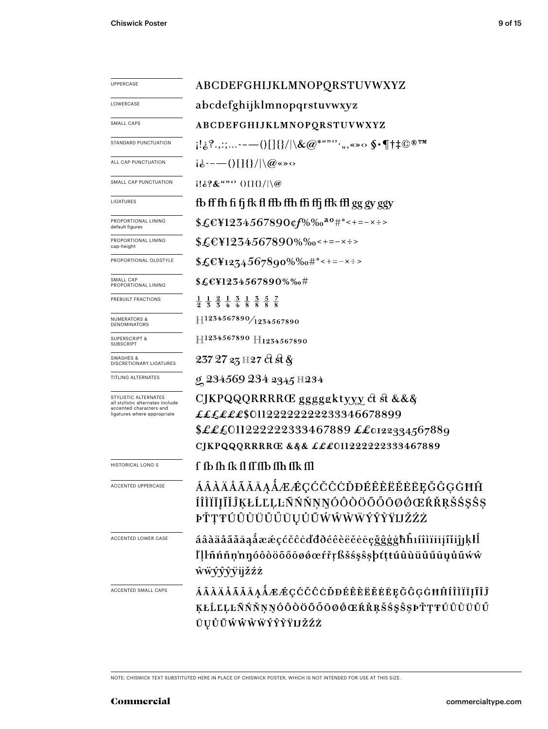| | |
|---|---|
| UPPERCASE | ABCDEFGHIJKLMNOPQRSTUVWXYZ |
| LOWERCASE | abcdefghijklmnopqrstuvwxyz |
| SMALL CAPS | ABCDEFGHIJKLMNOPQRSTUVWXYZ |
| STANDARD PUNCTUATION | ¡!¿?.,:;…-–—()[]{}/\|\&@*"""''·„‚«»‹› §•¶†‡©®™ |
| ALL CAP PUNCTUATION | ¡¿-–—()[]{}/\|\@«»‹› |
| SMALL CAP PUNCTUATION | ¡!¿?&""'' ()[]{}/\|\@ |
| LIGATURES | fb ff fh fi fj fk fl ffb ffh ffi ffj ffk ffl gg gy ggy |
| PROPORTIONAL LINING default figures | $£€¥1234567890¢ƒ%‰ªº#°<+=−×÷> |
| PROPORTIONAL LINING cap-height | $£€¥1234567890%‰<+=−×÷> |
| PROPORTIONAL OLDSTYLE | $£€¥1234567890%‰#°<+=−×÷> |
| SMALL CAP PROPORTIONAL LINING | $£€¥1234567890%‰# |
| PREBUILT FRACTIONS | ½ ⅓ ⅔ ¼ ¾ ⅛ ⅜ ⅝ ⅞ |
| NUMERATORS & DENOMINATORS | H1234567890⁄1234567890 |
| SUPERSCRIPT & SUBSCRIPT | H1234567890 H1234567890 |
| SWASHES & DISCRETIONARY LIGATURES | 237 27 23 H27 ct st & |
| TITLING ALTERNATES | g 234569 234 2345 H234 |
| STYLISTIC ALTERNATES all stylistic alternates include accented characters and ligatures where appropriate | CJKPQQQRRRRŒ gggggktyyy ct st &&& <br> £££££££$0112222222222233346678899 <br> $£££0112222222333467889 ££0122334567889 <br> CJKPQQQRRRRŒ &&& £££0112222222333467889 |
| HISTORICAL LONG S | ſ ſb ſh ſk ſl ſſ ſſb ſſh ſſk ſſl |
| ACCENTED UPPERCASE | ÁÂÀÄÅÃĂĀĄǺÆǼÇĆČĈĊĎĐÉÊÈËĚĖĒĘĞĜĢĠĦĤ ÍÎÌÏĪĮĨĬĴĶŁĹĽĻĿÑŃŇŅŊÓÔÒÖÕŐŌØǾŒŔŘŖŠŚŞŜȘ ÞŤŢŦÚÛÙÜŬŰŪŲŮŨẂŴẀẄÝŶỲŸĲŽŹŻ |
| ACCENTED LOWER CASE | áâàäåãăāąǻæǽçćčĉċďđðéêèëěėēęğĝģġħĥıíîìïīįĩĭĵȷķłĺ ľļŀñńňņŋóôòöõőōøǿœŕřŗßšśşŝșþťţŧúûùüŭűūųůũẃŵ ẁẅýŷỳÿĳžźż |
| ACCENTED SMALL CAPS | ÁÂÀÄÅÃĂĀĄǺÆǼÇĆČĈĊĎĐÉÊÈËĚĖĒĘĞĜĢĠĦĤÍÎÌÏĪĮĨĬĴ ĶŁĹĽĻĿÑŃŇŅŊÓÔÒÖÕŐŌØǾŒŔŘŖŠŚŞŜȘÞŤŢŦÚÛÙÜŬŰ ŪŲŮŨẂŴẀẄÝŶỲŸĲŽŹŻ |

NOTE: CHISWICK TEXT SUBSTITUTED HERE IN PLACE OF CHISWICK POSTER, WHICH IS NOT INTENDED FOR USE AT THIS SIZE.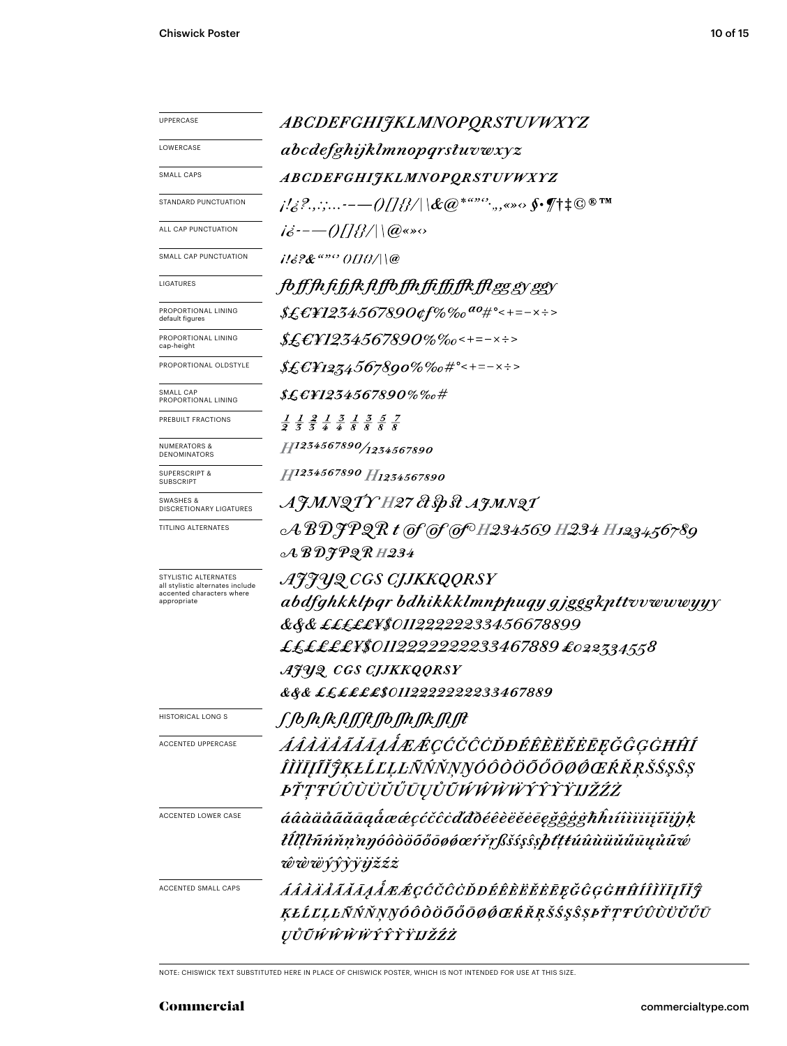| | |
|---|---|
| UPPERCASE | *ABCDEFGHIJKLMNOPQRSTUVWXYZ* |
| LOWERCASE | *abcdefghijklmnopqrstuvwxyz* |
| SMALL CAPS | *ABCDEFGHIJKLMNOPQRSTUVWXYZ* |
| STANDARD PUNCTUATION | *¡!¿?.,:;...-–—()[]{}/\|\&@*“”‘’·,„«»‹› §•¶†‡©®™* |
| ALL CAP PUNCTUATION | *¡¿-–—()[]{}/\|\@«»‹›* |
| SMALL CAP PUNCTUATION | *¡!¿?&“”‘’ ()[]{}/\|\@* |
| LIGATURES | *fb ff fh fi fj fk fl ffb ffh ffi ffj ffk ffl gg gy ggy* |
| PROPORTIONAL LINING default figures | *$£€¥1234567890¢ƒ%‰ªº#°<+=−×÷>* |
| PROPORTIONAL LINING cap-height | *$£€¥1234567890%‰<+=−×÷>* |
| PROPORTIONAL OLDSTYLE | *$£€¥1234567890%‰#°<+=−×÷>* |
| SMALL CAP PROPORTIONAL LINING | *$£€¥1234567890%‰#* |
| PREBUILT FRACTIONS | *½ ⅓ ⅔ ¼ ¾ ⅛ ⅜ ⅝ ⅞* |
| NUMERATORS & DENOMINATORS | *H1234567890/1234567890* |
| SUPERSCRIPT & SUBSCRIPT | *H1234567890 H1234567890* |
| SWASHES & DISCRETIONARY LIGATURES | *AJMNQTY H27 ct sp st AJMNQT* |
| TITLING ALTERNATES | *ABDJPQR t of of of H234569 H234 H123456789* <br> *ABDJPQR H234* |
| STYLISTIC ALTERNATES all stylistic alternates include accented characters where appropriate | *AJJYQ CGS CJJKKQQRSY* <br> *abdfghkklpqr bdhikkklmnppuqy gjgggkpttvvwwwyyy* <br> *&&& ££££££¥$011222222233456678899* <br> *££££££¥$0112222222233467889 £022334558* <br> *AJYQ CGS CJJKKQQRSY* <br> *&&& ££££££$011222222233467889* |
| HISTORICAL LONG S | *ſ ſb ſh ſk ſl ſſ ſt ſſb ſſh ſſk ſſl ſſt* |
| ACCENTED UPPERCASE | *ÁÂÀÄÅÃĂĀĄǺÆǼÇĆČĈĊĎĐÉÊÈËĚĖĒĘĞĜĢĠĦĤÍÎÌÏĪĮĨĬĴĶŁĹĽĻĿÑŃŇŅŊÓÔÒÖÕŐŌØǾŒŔŘŖŠŚŞŜȘÞŤŢŦÚÛÙÜŬŰŪŲŮŨẂŴẀẄÝŶỲŸĲŽŹŻ* |
| ACCENTED LOWER CASE | *áâàäåãăāąǻæǽçćčĉċďđðéêèëěėēęğĝģġħĥıíîìïīįĩĭĳĵķłĺľļŀñńňņŉŋóôòöõőōøǿœŕřŗßšśşŝșþťţŧúûùüŭűūųůũẃŵẁẅýŷỳÿĳžźż* |
| ACCENTED SMALL CAPS | *ÁÂÀÄÅÃĂĀĄǺÆǼÇĆČĈĊĎĐÉÊÈËĚĖĒĘĞĜĢĠĦĤÍÎÌÏĪĮĨĬĴĶŁĹĽĻĿÑŃŇŅŊÓÔÒÖÕŐŌØǾŒŔŘŖŠŚŞŜȘÞŤŢŦÚÛÙÜŬŰŪŲŮŨẂŴẀẄÝŶỲŸĲŽŹŻ* |

NOTE: CHISWICK TEXT SUBSTITUTED HERE IN PLACE OF CHISWICK POSTER, WHICH IS NOT INTENDED FOR USE AT THIS SIZE.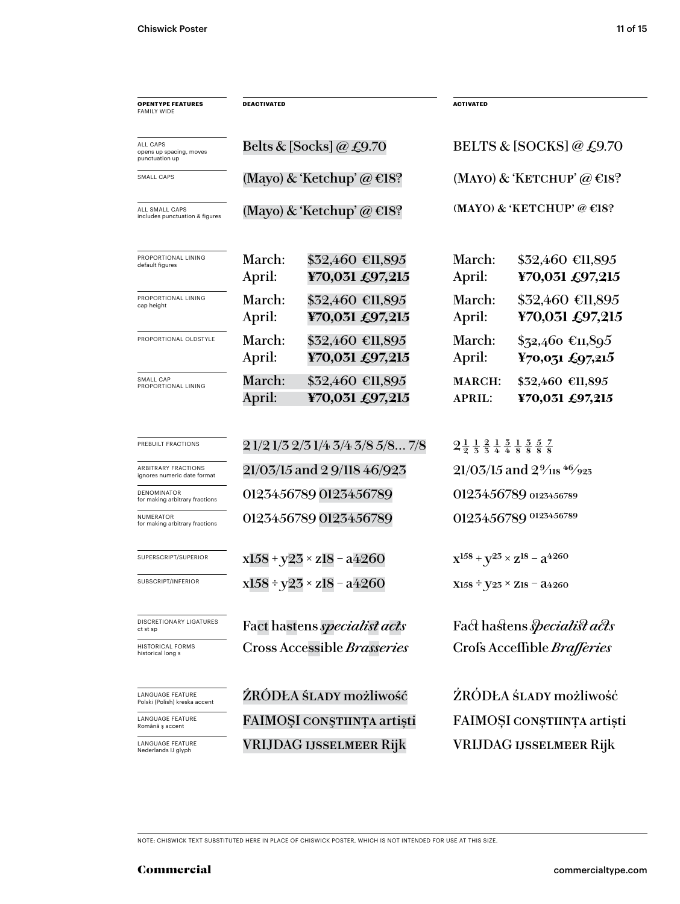| OPENTYPE FEATURES FAMILY WIDE | DEACTIVATED | | ACTIVATED | |
|---|---|---|---|---|
| ALL CAPS opens up spacing, moves punctuation up | Belts & [Socks] @ £9.70 | | BELTS & [SOCKS] @ £9.70 | |
| SMALL CAPS | (Mayo) & 'Ketchup' @ €18? | | (MAYO) & 'KETCHUP' @ €18? | |
| ALL SMALL CAPS includes punctuation & figures | (Mayo) & 'Ketchup' @ €18? | | (MAYO) & 'KETCHUP' @ €18? | |
| PROPORTIONAL LINING default figures | March: April: | $32,460 €11,895 **¥70,031 £97,215** | March: April: | $32,460 €11,895 **¥70,031 £97,215** |
| PROPORTIONAL LINING cap height | March: April: | $32,460 €11,895 **¥70,031 £97,215** | March: April: | $32,460 €11,895 **¥70,031 £97,215** |
| PROPORTIONAL OLDSTYLE | March: April: | $32,460 €11,895 **¥70,031 £97,215** | March: April: | $32,460 €11,895 **¥70,031 £97,215** |
| SMALL CAP PROPORTIONAL LINING | March: April: | $32,460 €11,895 **¥70,031 £97,215** | MARCH: APRIL: | $32,460 €11,895 **¥70,031 £97,215** |
| PREBUILT FRACTIONS | 2 1/2 1/3 2/3 1/4 3/4 3/8 5/8... 7/8 | | 2½ ⅓ ⅔ ¼ ¾ ⅜ ⅝ ⅞ | |
| ARBITRARY FRACTIONS ignores numeric date format | 21/03/15 and 2 9/118 46/923 | | 21/03/15 and 2 9⁄118 46⁄923 | |
| DENOMINATOR for making arbitrary fractions | 0123456789 0123456789 | | 0123456789 $_{0123456789}$ | |
| NUMERATOR for making arbitrary fractions | 0123456789 0123456789 | | 0123456789 $^{0123456789}$ | |
| SUPERSCRIPT/SUPERIOR | x158 + y23 × z18 − a4260 | | $x^{158} + y^{23} \times z^{18} - a^{4260}$ | |
| SUBSCRIPT/INFERIOR | x158 ÷ y23 × z18 − a4260 | | $x_{158} \div y_{23} \times z_{18} - a_{4260}$ | |
| DISCRETIONARY LIGATURES ct st sp | Fact hastens *specialist acts* | | Fact hastens *specialist acts* | |
| HISTORICAL FORMS historical long s | Cross Accessible *Brasseries* | | Crofs Acceffible *Brafferies* | |
| LANGUAGE FEATURE Polski (Polish) kreska accent | ŹRÓDŁA ŚLADY możliwość | | ŹRÓDŁA ŚLADY możliwość | |
| LANGUAGE FEATURE Română ş accent | FAIMOŞI CONŞTIINŢA artişti | | FAIMOȘI CONȘTIINȚA artiști | |
| LANGUAGE FEATURE Nederlands IJ glyph | VRIJDAG IJSSELMEER Rijk | | VRIJDAG IJSSELMEER Rijk | |

NOTE: CHISWICK TEXT SUBSTITUTED HERE IN PLACE OF CHISWICK POSTER, WHICH IS NOT INTENDED FOR USE AT THIS SIZE.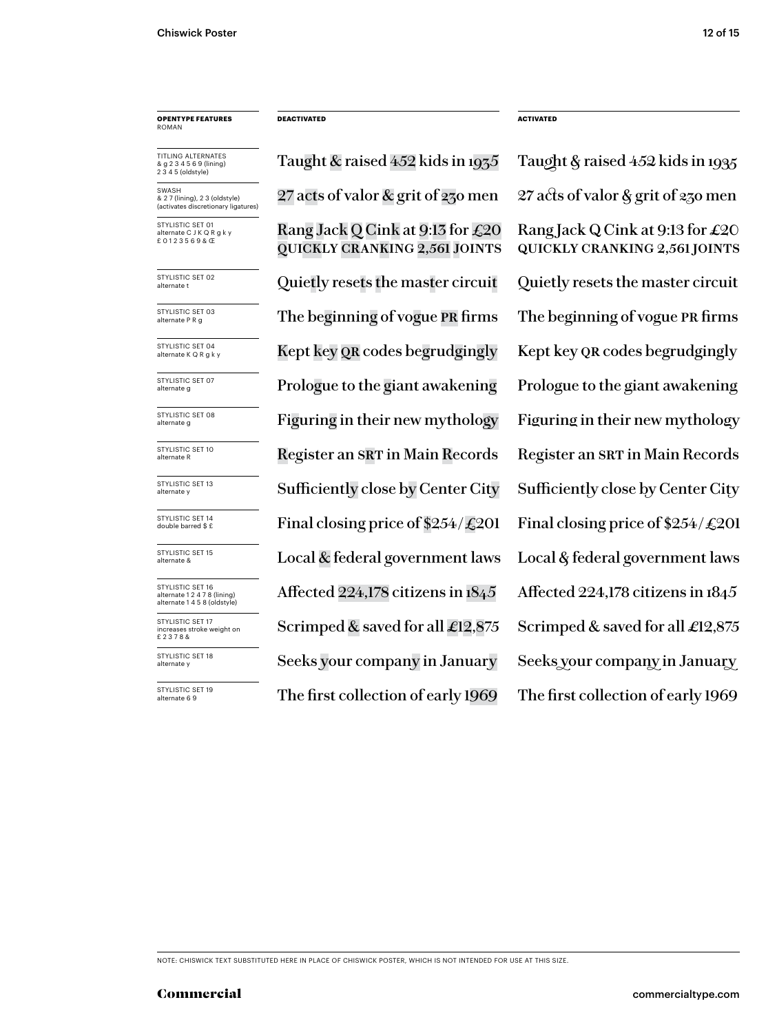| **OPENTYPE FEATURES** ROMAN | **DEACTIVATED** | **ACTIVATED** |
|---|---|---|
| TITLING ALTERNATES & g 2 3 4 5 6 9 (lining) 2 3 4 5 (oldstyle) | Taught & raised 452 kids in 1935 | Taught & raised 452 kids in 1935 |
| SWASH & 2 7 (lining), 2 3 (oldstyle) (activates discretionary ligatures) | 27 acts of valor & grit of 230 men | 27 acts of valor & grit of 230 men |
| STYLISTIC SET 01 alternate C J K Q R g k y £ 0 1 2 3 5 6 9 & Œ | Rang Jack Q Cink at 9:13 for £20 QUICKLY CRANKING 2,561 JOINTS | Rang Jack Q Cink at 9:13 for £20 QUICKLY CRANKING 2,561 JOINTS |
| STYLISTIC SET 02 alternate t | Quietly resets the master circuit | Quietly resets the master circuit |
| STYLISTIC SET 03 alternate P R g | The beginning of vogue PR firms | The beginning of vogue PR firms |
| STYLISTIC SET 04 alternate K Q R g k y | Kept key QR codes begrudgingly | Kept key QR codes begrudgingly |
| STYLISTIC SET 07 alternate g | Prologue to the giant awakening | Prologue to the giant awakening |
| STYLISTIC SET 08 alternate g | Figuring in their new mythology | Figuring in their new mythology |
| STYLISTIC SET 10 alternate R | Register an SRT in Main Records | Register an SRT in Main Records |
| STYLISTIC SET 13 alternate y | Sufficiently close by Center City | Sufficiently close by Center City |
| STYLISTIC SET 14 double barred $ £ | Final closing price of $254/£201 | Final closing price of $254/£201 |
| STYLISTIC SET 15 alternate & | Local & federal government laws | Local & federal government laws |
| STYLISTIC SET 16 alternate 1 2 4 7 8 (lining) alternate 1 4 5 8 (oldstyle) | Affected 224,178 citizens in 1845 | Affected 224,178 citizens in 1845 |
| STYLISTIC SET 17 increases stroke weight on £ 2 3 7 8 & | Scrimped & saved for all £12,875 | Scrimped & saved for all £12,875 |
| STYLISTIC SET 18 alternate y | Seeks your company in January | Seeks your company in January |
| STYLISTIC SET 19 alternate 6 9 | The first collection of early 1969 | The first collection of early 1969 |

NOTE: CHISWICK TEXT SUBSTITUTED HERE IN PLACE OF CHISWICK POSTER, WHICH IS NOT INTENDED FOR USE AT THIS SIZE.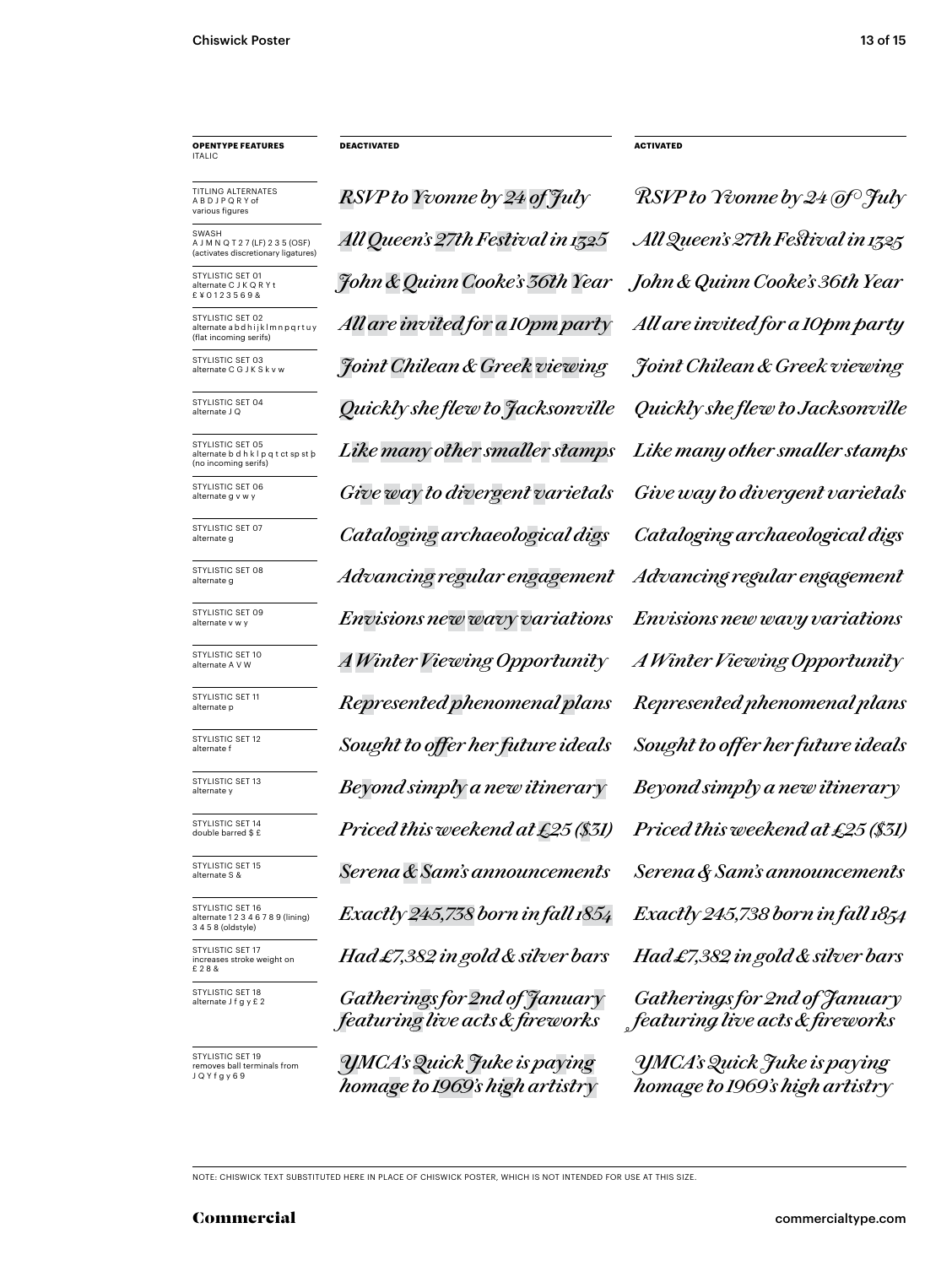| OPENTYPE FEATURES ITALIC | DEACTIVATED | ACTIVATED |
|---|---|---|
| TITLING ALTERNATES A B D J P Q R Y of various figures | *RSVP to Yvonne by 24 of July* | *RSVP to Yvonne by 24 of July* |
| SWASH A J M N Q T 2 7 (LF) 2 3 5 (OSF) (activates discretionary ligatures) | *All Queen's 27th Festival in 1325* | *All Queen's 27th Festival in 1325* |
| STYLISTIC SET 01 alternate C J K Q R Y t £ ¥ 0 1 2 3 5 6 9 & | *John & Quinn Cooke's 36th Year* | *John & Quinn Cooke's 36th Year* |
| STYLISTIC SET 02 alternate a b d h i j k l m n p q r t u y (flat incoming serifs) | *All are invited for a 10pm party* | *All are invited for a 10pm party* |
| STYLISTIC SET 03 alternate C G J K S k v w | *Joint Chilean & Greek viewing* | *Joint Chilean & Greek viewing* |
| STYLISTIC SET 04 alternate J Q | *Quickly she flew to Jacksonville* | *Quickly she flew to Jacksonville* |
| STYLISTIC SET 05 alternate b d h k l p q t ct sp st þ (no incoming serifs) | *Like many other smaller stamps* | *Like many other smaller stamps* |
| STYLISTIC SET 06 alternate g v w y | *Give way to divergent varietals* | *Give way to divergent varietals* |
| STYLISTIC SET 07 alternate g | *Cataloging archaeological digs* | *Cataloging archaeological digs* |
| STYLISTIC SET 08 alternate g | *Advancing regular engagement* | *Advancing regular engagement* |
| STYLISTIC SET 09 alternate v w y | *Envisions new wavy variations* | *Envisions new wavy variations* |
| STYLISTIC SET 10 alternate A V W | *A Winter Viewing Opportunity* | *A Winter Viewing Opportunity* |
| STYLISTIC SET 11 alternate p | *Represented phenomenal plans* | *Represented phenomenal plans* |
| STYLISTIC SET 12 alternate f | *Sought to offer her future ideals* | *Sought to offer her future ideals* |
| STYLISTIC SET 13 alternate y | *Beyond simply a new itinerary* | *Beyond simply a new itinerary* |
| STYLISTIC SET 14 double barred $ £ | *Priced this weekend at £25 ($31)* | *Priced this weekend at £25 ($31)* |
| STYLISTIC SET 15 alternate S & | *Serena & Sam's announcements* | *Serena & Sam's announcements* |
| STYLISTIC SET 16 alternate 1 2 3 4 6 7 8 9 (lining) 3 4 5 8 (oldstyle) | *Exactly 245,738 born in fall 1854* | *Exactly 245,738 born in fall 1854* |
| STYLISTIC SET 17 increases stroke weight on £ 2 8 & | *Had £7,382 in gold & silver bars* | *Had £7,382 in gold & silver bars* |
| STYLISTIC SET 18 alternate J f g y £ 2 | *Gatherings for 2nd of January featuring live acts & fireworks* | *Gatherings for 2nd of January featuring live acts & fireworks* |
| STYLISTIC SET 19 removes ball terminals from J Q Y f g y 6 9 | *YMCA's Quick Juke is paying homage to 1969's high artistry* | *YMCA's Quick Juke is paying homage to 1969's high artistry* |

NOTE: CHISWICK TEXT SUBSTITUTED HERE IN PLACE OF CHISWICK POSTER, WHICH IS NOT INTENDED FOR USE AT THIS SIZE.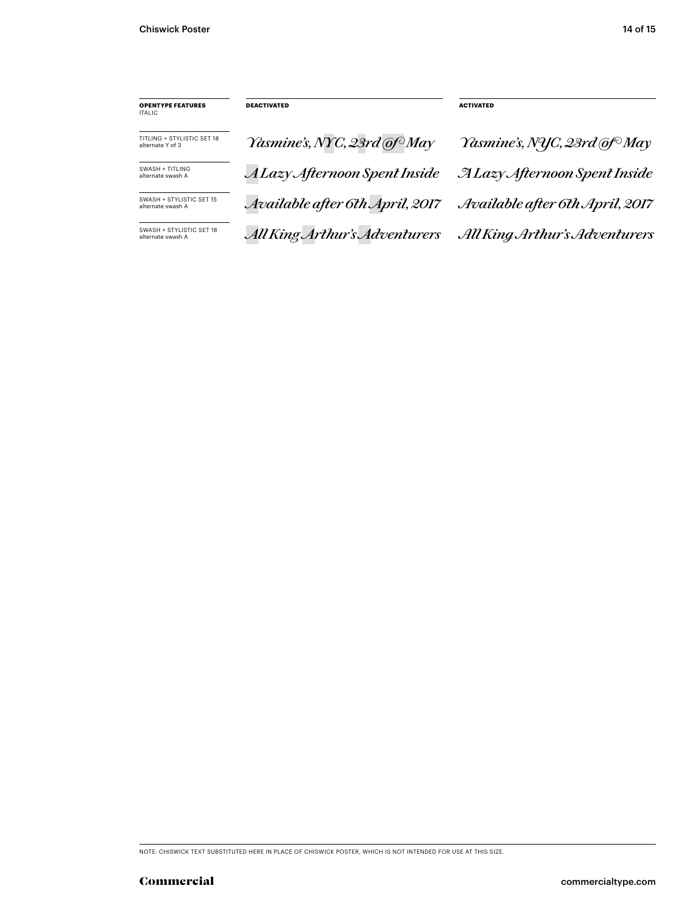| OPENTYPE FEATURES<br>ITALIC | DEACTIVATED | ACTIVATED |
|---|---|---|
| TITLING + STYLISTIC SET 18<br>alternate Y of 3 | *Yasmine's, NYC, 23rd of May* | *Yasmine's, NYC, 23rd of May* |
| SWASH + TITLING<br>alternate swash A | *A Lazy Afternoon Spent Inside* | *A Lazy Afternoon Spent Inside* |
| SWASH + STYLISTIC SET 15<br>alternate swash A | *Available after 6th April, 2017* | *Available after 6th April, 2017* |
| SWASH + STYLISTIC SET 18<br>alternate swash A | *All King Arthur's Adventurers* | *All King Arthur's Adventurers* |

NOTE: CHISWICK TEXT SUBSTITUTED HERE IN PLACE OF CHISWICK POSTER, WHICH IS NOT INTENDED FOR USE AT THIS SIZE.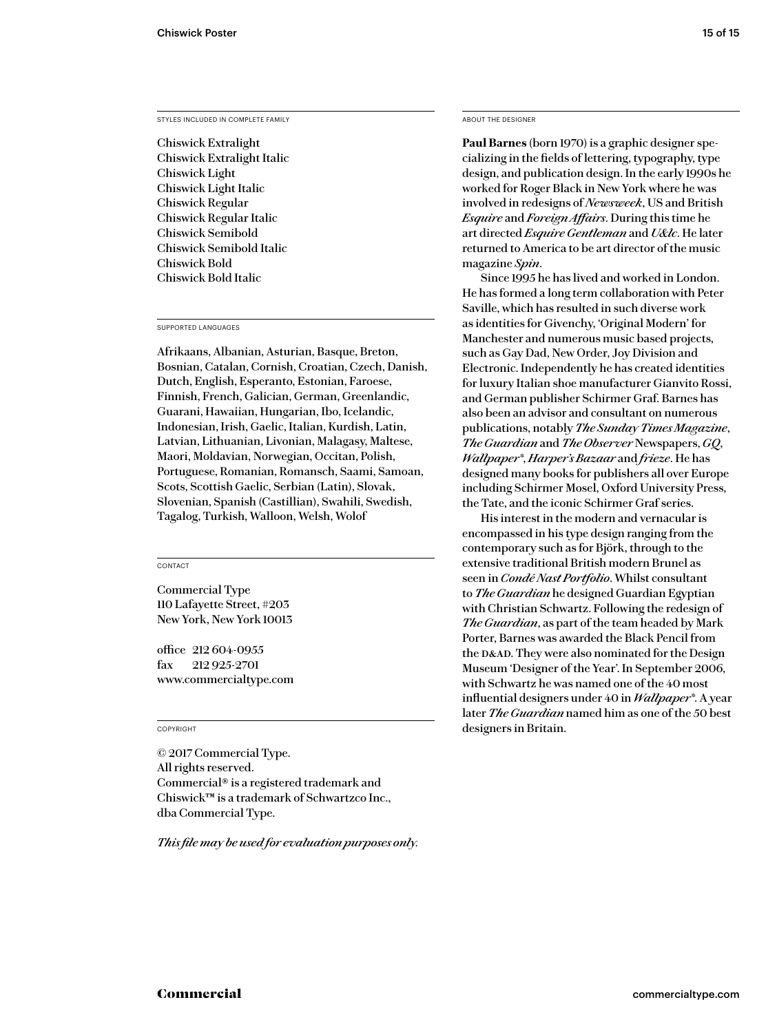STYLES INCLUDED IN COMPLETE FAMILY

Chiswick Extralight
Chiswick Extralight Italic
Chiswick Light
Chiswick Light Italic
Chiswick Regular
Chiswick Regular Italic
Chiswick Semibold
Chiswick Semibold Italic
Chiswick Bold
Chiswick Bold Italic

SUPPORTED LANGUAGES

Afrikaans, Albanian, Asturian, Basque, Breton, Bosnian, Catalan, Cornish, Croatian, Czech, Danish, Dutch, English, Esperanto, Estonian, Faroese, Finnish, French, Galician, German, Greenlandic, Guarani, Hawaiian, Hungarian, Ibo, Icelandic, Indonesian, Irish, Gaelic, Italian, Kurdish, Latin, Latvian, Lithuanian, Livonian, Malagasy, Maltese, Maori, Moldavian, Norwegian, Occitan, Polish, Portuguese, Romanian, Romansch, Saami, Samoan, Scots, Scottish Gaelic, Serbian (Latin), Slovak, Slovenian, Spanish (Castillian), Swahili, Swedish, Tagalog, Turkish, Walloon, Welsh, Wolof

CONTACT

Commercial Type
110 Lafayette Street, #203
New York, New York 10013

office 212 604-0955
fax 212 925-2701
www.commercialtype.com

COPYRIGHT

© 2017 Commercial Type.
All rights reserved.
Commercial® is a registered trademark and Chiswick™ is a trademark of Schwartzco Inc., dba Commercial Type.

*This file may be used for evaluation purposes only.*

ABOUT THE DESIGNER

**Paul Barnes** (born 1970) is a graphic designer specializing in the fields of lettering, typography, type design, and publication design. In the early 1990s he worked for Roger Black in New York where he was involved in redesigns of *Newsweek*, US and British *Esquire* and *Foreign Affairs*. During this time he art directed *Esquire Gentleman* and *U&lc*. He later returned to America to be art director of the music magazine *Spin*.

Since 1995 he has lived and worked in London. He has formed a long term collaboration with Peter Saville, which has resulted in such diverse work as identities for Givenchy, 'Original Modern' for Manchester and numerous music based projects, such as Gay Dad, New Order, Joy Division and Electronic. Independently he has created identities for luxury Italian shoe manufacturer Gianvito Rossi, and German publisher Schirmer Graf. Barnes has also been an advisor and consultant on numerous publications, notably *The Sunday Times Magazine*, *The Guardian* and *The Observer* Newspapers, *GQ*, *Wallpaper\**, *Harper's Bazaar* and *frieze*. He has designed many books for publishers all over Europe including Schirmer Mosel, Oxford University Press, the Tate, and the iconic Schirmer Graf series.

His interest in the modern and vernacular is encompassed in his type design ranging from the contemporary such as for Björk, through to the extensive traditional British modern Brunel as seen in *Condé Nast Portfolio*. Whilst consultant to *The Guardian* he designed Guardian Egyptian with Christian Schwartz. Following the redesign of *The Guardian*, as part of the team headed by Mark Porter, Barnes was awarded the Black Pencil from the D&AD. They were also nominated for the Design Museum 'Designer of the Year'. In September 2006, with Schwartz he was named one of the 40 most influential designers under 40 in *Wallpaper\**. A year later *The Guardian* named him as one of the 50 best designers in Britain.